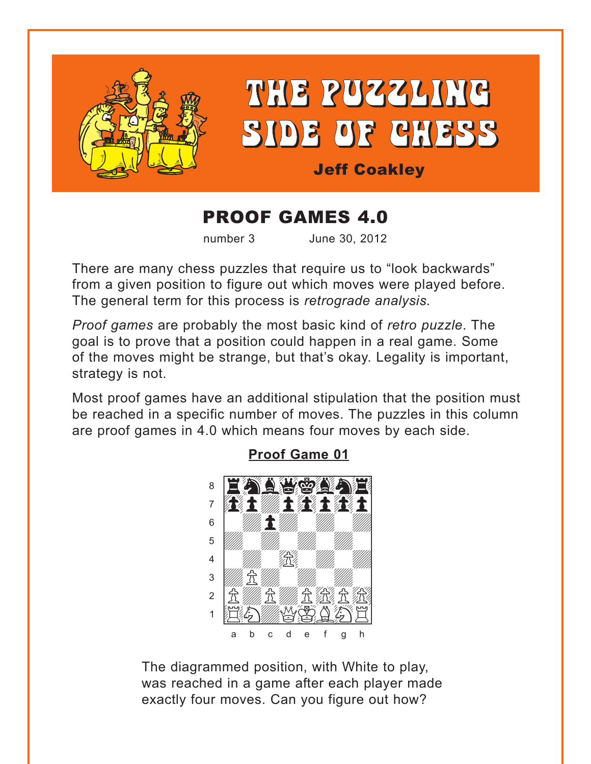# THE PUZZLING SIDE OF CHESS

**Jeff Coakley**

## PROOF GAMES 4.0

number 3 June 30, 2012

There are many chess puzzles that require us to "look backwards" from a given position to figure out which moves were played before. The general term for this process is *retrograde analysis.*

*Proof games* are probably the most basic kind of *retro puzzle*. The goal is to prove that a position could happen in a real game. Some of the moves might be strange, but that's okay. Legality is important, strategy is not.

Most proof games have an additional stipulation that the position must be reached in a specific number of moves. The puzzles in this column are proof games in 4.0 which means four moves by each side.

### Proof Game 01

```
8  r n b q k b n r
7  p p . p p p p p
6  . . p . . . . .
5  . . . . . . . .
4  . . . P . . . .
3  . P . . . . . .
2  P . P . P P P P
1  R N . Q K B N R
   a b c d e f g h
```

The diagrammed position, with White to play, was reached in a game after each player made exactly four moves. Can you figure out how?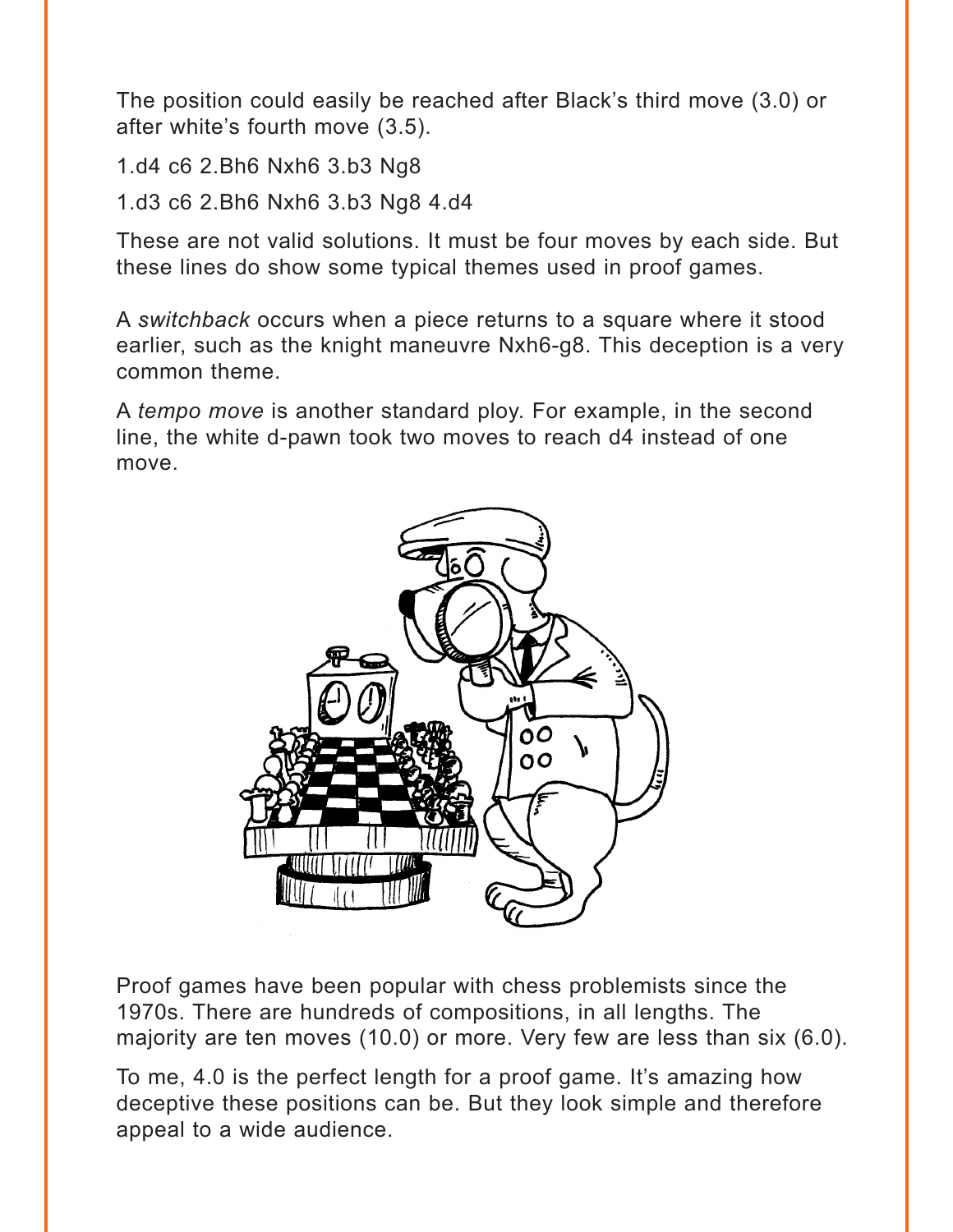The position could easily be reached after Black's third move (3.0) or after white's fourth move (3.5).

1.d4 c6 2.Bh6 Nxh6 3.b3 Ng8

1.d3 c6 2.Bh6 Nxh6 3.b3 Ng8 4.d4

These are not valid solutions. It must be four moves by each side. But these lines do show some typical themes used in proof games.

A *switchback* occurs when a piece returns to a square where it stood earlier, such as the knight maneuvre Nxh6-g8. This deception is a very common theme.

A *tempo move* is another standard ploy. For example, in the second line, the white d-pawn took two moves to reach d4 instead of one move.

Proof games have been popular with chess problemists since the 1970s. There are hundreds of compositions, in all lengths. The majority are ten moves (10.0) or more. Very few are less than six (6.0).

To me, 4.0 is the perfect length for a proof game. It's amazing how deceptive these positions can be. But they look simple and therefore appeal to a wide audience.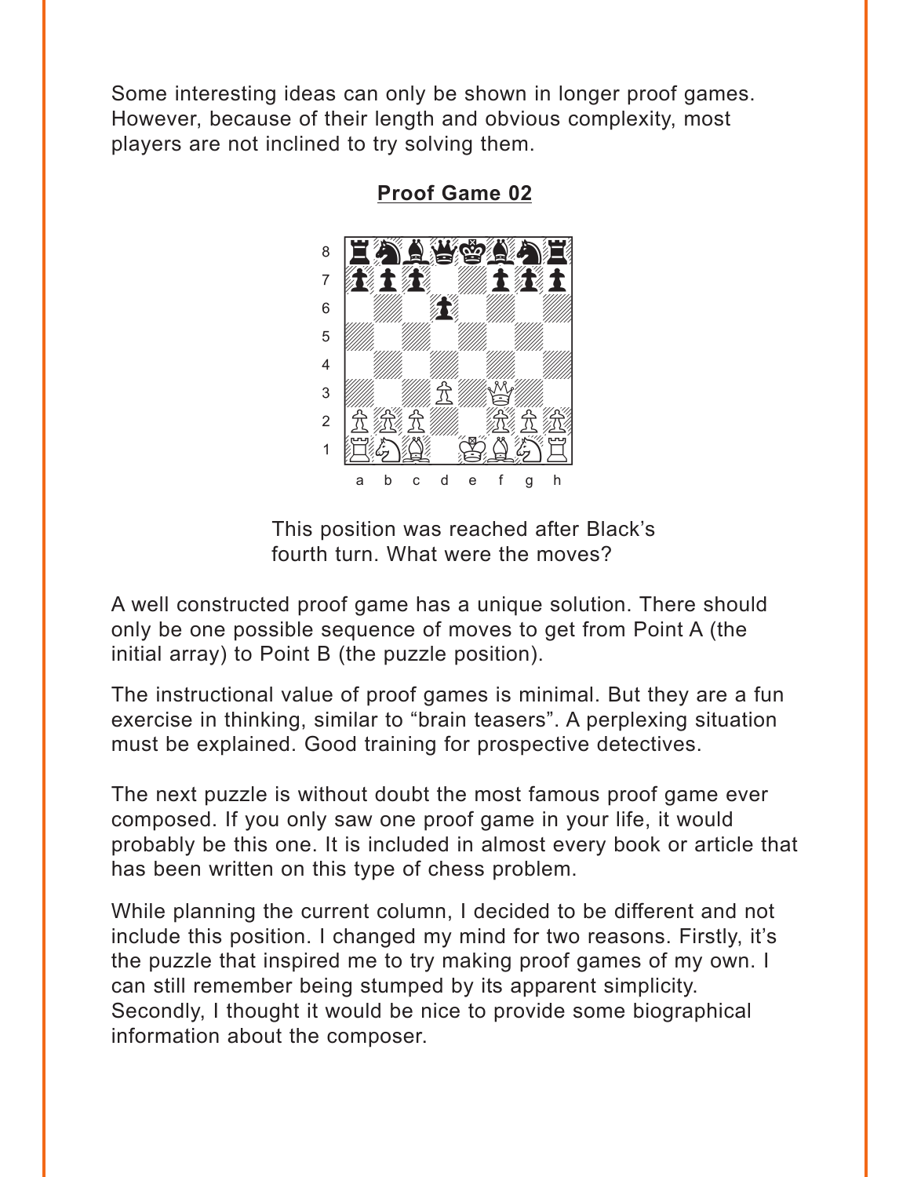Some interesting ideas can only be shown in longer proof games. However, because of their length and obvious complexity, most players are not inclined to try solving them.

**Proof Game 02**

This position was reached after Black's fourth turn. What were the moves?

A well constructed proof game has a unique solution. There should only be one possible sequence of moves to get from Point A (the initial array) to Point B (the puzzle position).

The instructional value of proof games is minimal. But they are a fun exercise in thinking, similar to "brain teasers". A perplexing situation must be explained. Good training for prospective detectives.

The next puzzle is without doubt the most famous proof game ever composed. If you only saw one proof game in your life, it would probably be this one. It is included in almost every book or article that has been written on this type of chess problem.

While planning the current column, I decided to be different and not include this position. I changed my mind for two reasons. Firstly, it's the puzzle that inspired me to try making proof games of my own. I can still remember being stumped by its apparent simplicity. Secondly, I thought it would be nice to provide some biographical information about the composer.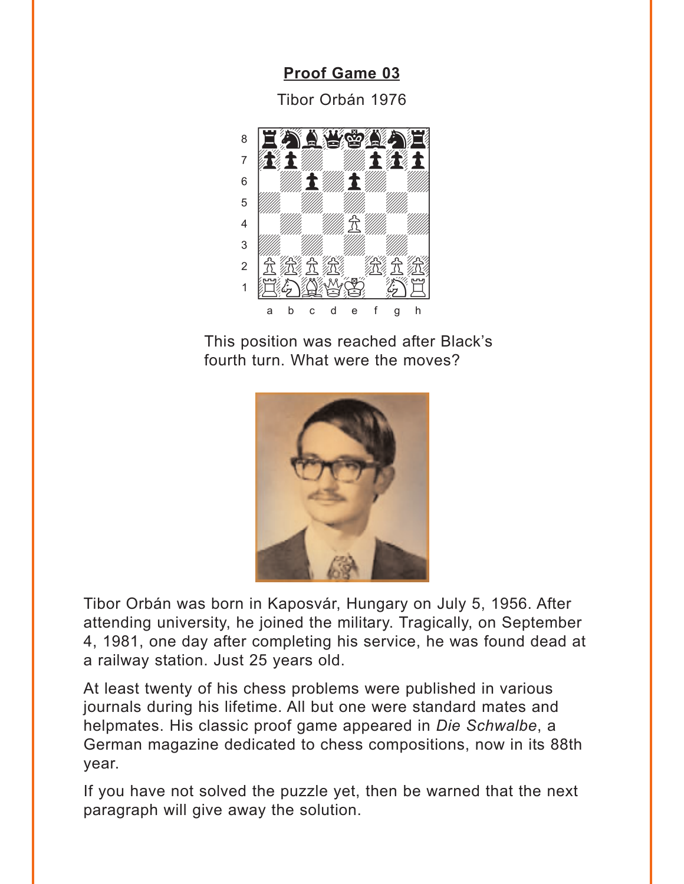## Proof Game 03

Tibor Orbán 1976

This position was reached after Black's fourth turn. What were the moves?

Tibor Orbán was born in Kaposvár, Hungary on July 5, 1956. After attending university, he joined the military. Tragically, on September 4, 1981, one day after completing his service, he was found dead at a railway station. Just 25 years old.

At least twenty of his chess problems were published in various journals during his lifetime. All but one were standard mates and helpmates. His classic proof game appeared in *Die Schwalbe*, a German magazine dedicated to chess compositions, now in its 88th year.

If you have not solved the puzzle yet, then be warned that the next paragraph will give away the solution.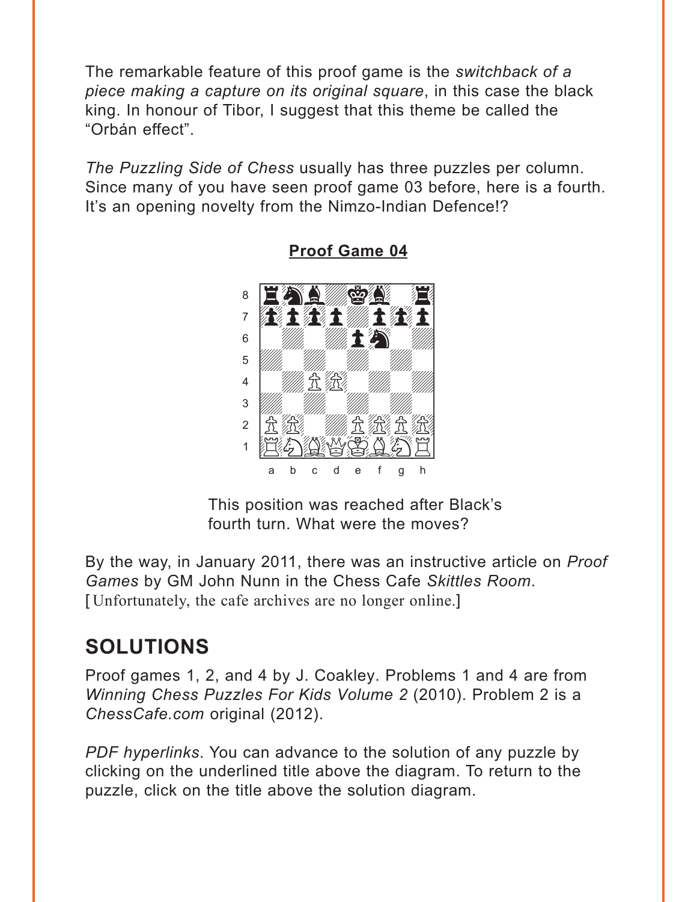The remarkable feature of this proof game is the *switchback of a piece making a capture on its original square*, in this case the black king. In honour of Tibor, I suggest that this theme be called the "Orbán effect".

*The Puzzling Side of Chess* usually has three puzzles per column. Since many of you have seen proof game 03 before, here is a fourth. It's an opening novelty from the Nimzo-Indian Defence!?

**Proof Game 04**

This position was reached after Black's fourth turn. What were the moves?

By the way, in January 2011, there was an instructive article on *Proof Games* by GM John Nunn in the Chess Cafe *Skittles Room*. [Unfortunately, the cafe archives are no longer online.]

## SOLUTIONS

Proof games 1, 2, and 4 by J. Coakley. Problems 1 and 4 are from *Winning Chess Puzzles For Kids Volume 2* (2010). Problem 2 is a *ChessCafe.com* original (2012).

*PDF hyperlinks*. You can advance to the solution of any puzzle by clicking on the underlined title above the diagram. To return to the puzzle, click on the title above the solution diagram.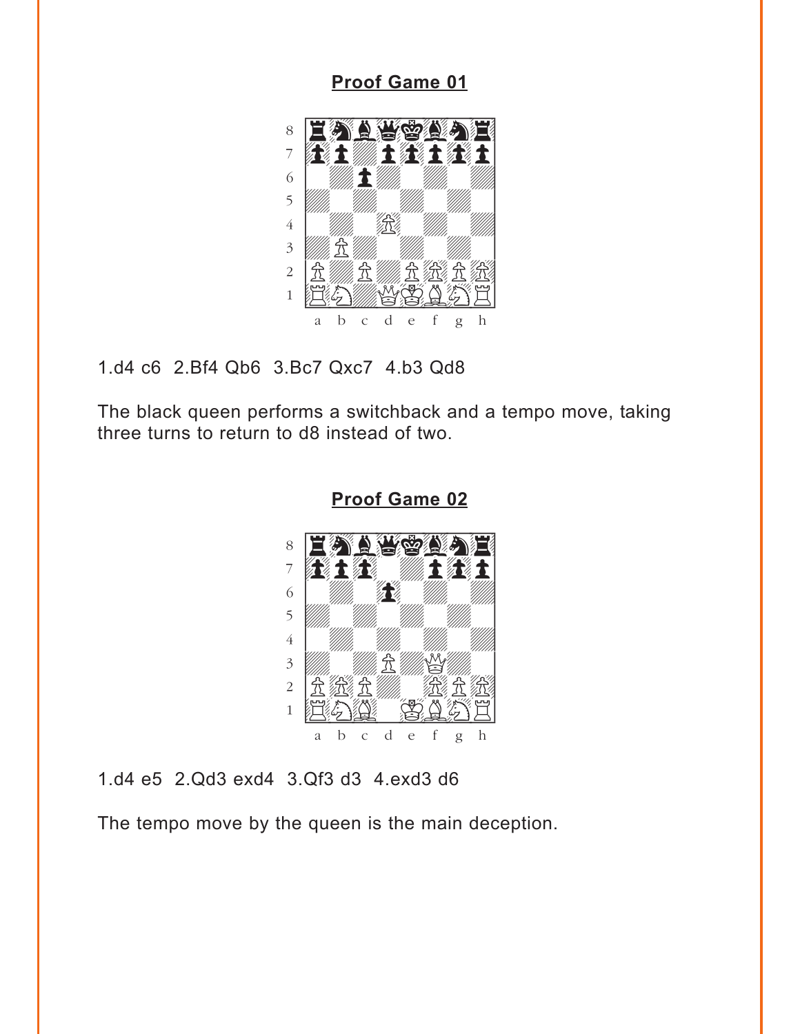## Proof Game 01

1.d4 c6  2.Bf4 Qb6  3.Bc7 Qxc7  4.b3 Qd8

The black queen performs a switchback and a tempo move, taking three turns to return to d8 instead of two.

## Proof Game 02

1.d4 e5  2.Qd3 exd4  3.Qf3 d3  4.exd3 d6

The tempo move by the queen is the main deception.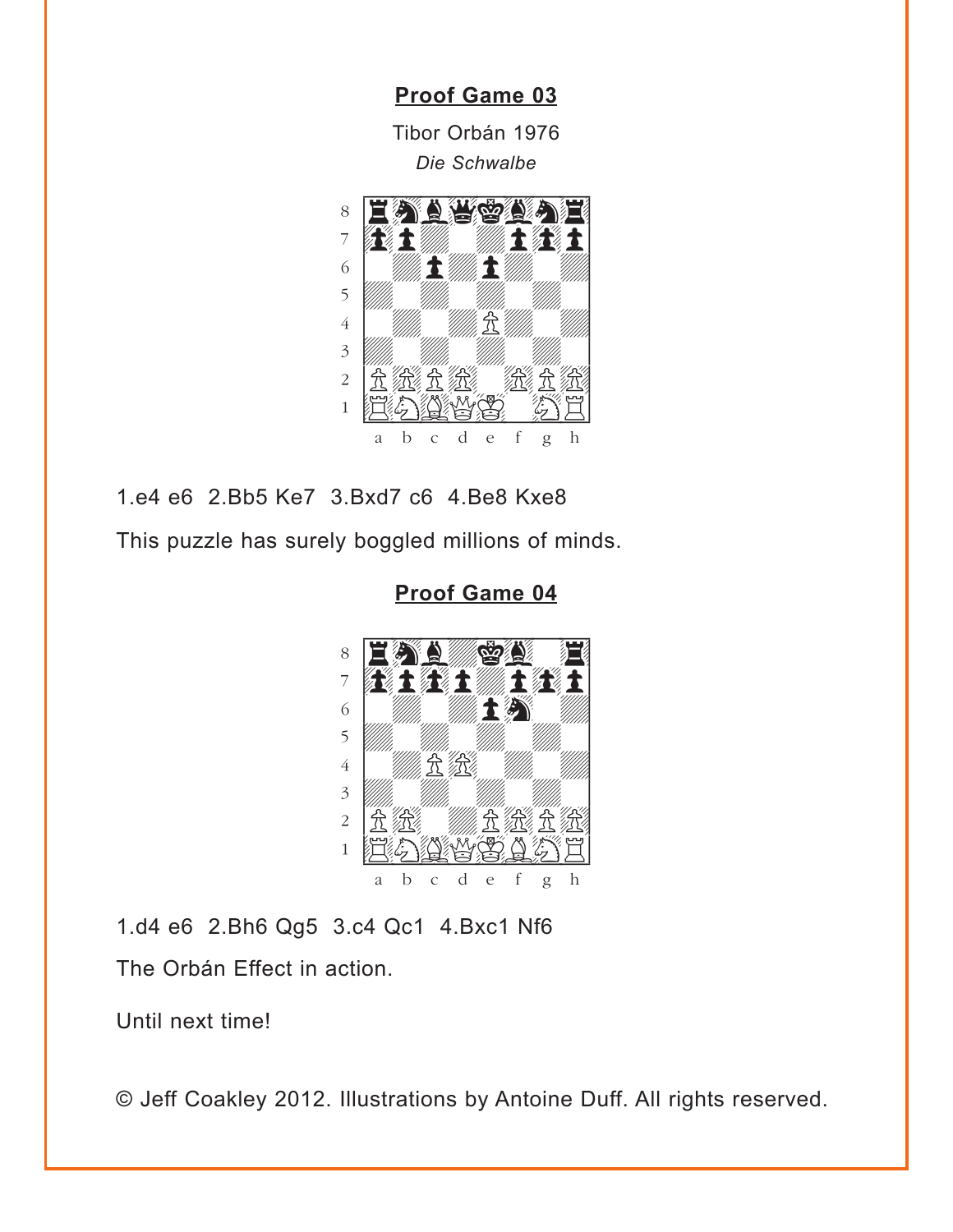**Proof Game 03**

Tibor Orbán 1976

*Die Schwalbe*

1.e4 e6 2.Bb5 Ke7 3.Bxd7 c6 4.Be8 Kxe8

This puzzle has surely boggled millions of minds.

**Proof Game 04**

1.d4 e6 2.Bh6 Qg5 3.c4 Qc1 4.Bxc1 Nf6

The Orbán Effect in action.

Until next time!

© Jeff Coakley 2012. Illustrations by Antoine Duff. All rights reserved.